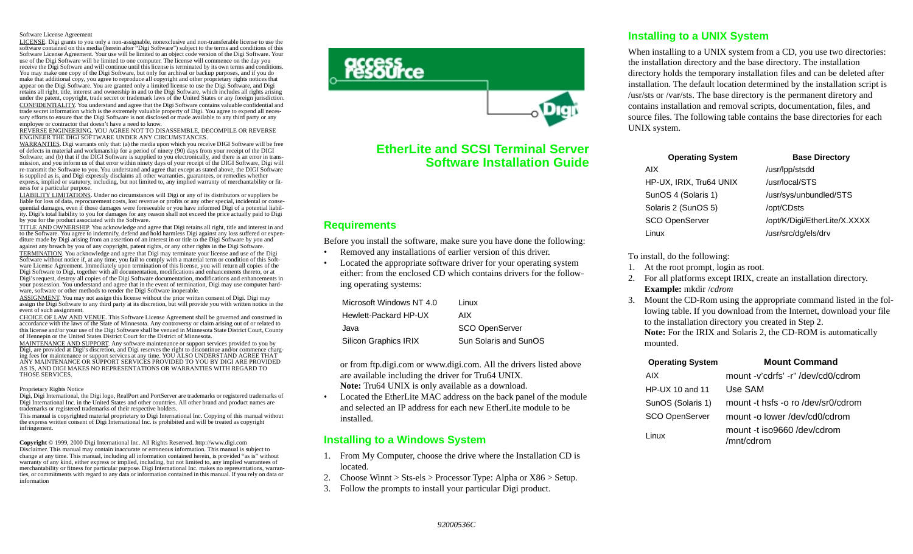Software License Agreement

LICENSE. Digi grants to you only a non-assignable, nonexclusive and non-transferable license to use the software contained on this media (herein after "Digi Software") subject to the terms and conditions of this Software License Agreement. Your use will be limited to an object code version of the Digi Software. Your use of the Digi Software will be limited to one computer. The license will commence on the day you receive the Digi Software and will continue until this license is terminated by its own terms and conditions. You may make one copy of the Digi Software, but only for archival or backup purposes, and if you do make that additional copy, you agree to reproduce all copyright and other proprietary rights notices that appear on the Digi Software. You are granted only a limited license to use the Digi Software, and Digi retains all right, title, interest and ownership in and to the Digi Software, which includes all rights arising under the patent, copyright, trade secret or trademark laws of the United States or any foreign jurisdiction.

CONFIDENTIALITY. You understand and agree that the Digi Software contains valuable confidential and trade secret information which is the extremely valuable property of Digi. You agree to expend all necessary efforts to ensure that the Digi Software is not disclosed or made available to any third party or any employee or contractor that doesn't have a need to know.

REVERSE ENGINEERING. YOU AGREE NOT TO DISASSEMBLE, DECOMPILE OR REVERSE ENGINEER THE DIGI SOFTWARE UNDER ANY CIRCUMSTANCES.

WARRANTIES. Digi warrants only that: (a) the media upon which you receive DIGI Software will be free of defects in material and workmanship for a period of ninety (90) days from your receipt of the DIGI Software; and (b) that if the DIGI Software is supplied to you electronically, and there is an error in transmission, and you inform us of that error within ninety days of your receipt of the DIGI Software, Digi will re-transmit the Software to you. You understand and agree that except as stated above, the DIGI Software is supplied as is, and Digi expressly disclaims all other warranties, guarantees, or remedies whether express, implied or statutory, including, but not limited to, any implied warranty of merchantability or fitness for a particular purpose.

LIABILITY LIMITATIONS. Under no circumstances will Digi or any of its distributors or suppliers be liable for loss of data, reprocurement costs, lost revenue or profits or any other special, incidental or consequential damages, even if those damages were foreseeable or you have informed Digi of a potential liability. Digi's total liability to you for damages for any reason shall not exceed the price actually paid to Digi by you for the product associated with the Software.

TITLE AND OWNERSHIP. You acknowledge and agree that Digi retains all right, title and interest in and to the Software. You agree to indemnify, defend and hold harmless Digi against any loss suffered or expenditure made by Digi arising from an assertion of an interest in or title to the Digi Software by you and against any breach by you of any copyright, patent rights, or any other rights in the Digi Software.

TERMINATION. You acknowledge and agree that Digi may terminate your license and use of the Digi Software without notice if, at any time, you fail to comply with a material term or condition of this Software License Agreement. Immediately upon termination of this license, you will return all copies of the Digi Software to Digi, together with all documentation, modifications and enhancements thereto, or at Digi's request, destroy all copies of the Digi Software documentation, modifications and enhancements in your possession. You understand and agree that in the event of termination, Digi may use computer hardware, software or other methods to render the Digi Software inoperable.

ASSIGNMENT. You may not assign this license without the prior written consent of Digi. Digi may assign the Digi Software to any third party at its discretion, but will provide you with written notice in the event of such assignment.

CHOICE OF LAW AND VENUE. This Software License Agreement shall be governed and construed in accordance with the laws of the State of Minnesota. Any controversy or claim arising out of or related to this license and/or your use of the Digi Software shall be venued in Minnesota State District Court, County of Hennepin or the United States District Court for the District of Minnesota.

MAINTENANCE AND SUPPORT. Any software maintenance or support services provided to you by Digi, are provided at Digi's discretion, and Digi reserves the right to discontinue and/or commence charging fees for maintenance or support services at any time. YOU ALSO UNDERSTAND AND AGREE THAT ANY MAINTENANCE OR SUPPORT SERVICES PROVIDED TO YOU BY DIGI ARE PROVIDED AS IS, AND DIGI MAKES NO REPRESENTATIONS OR WARRANTIES WITH REGARD TO THOSE SERVICES.

Proprietary Rights Notice

Digi, Digi International, the Digi logo, RealPort and PortServer are trademarks or registered trademarks of Digi International Inc. in the United States and other countries. All other brand and product names are trademarks or registered trademarks of their respective holders.

This manual is copyrighted material proprietary to Digi International Inc. Copying of this manual without the express written consent of Digi International Inc. is prohibited and will be treated as copyright infringement.

**Copyright** © 1999, 2000 Digi International Inc. All Rights Reserved. http://www.digi.com

Disclaimer. This manual may contain inaccurate or erroneous information. This manual is subject to change at any time. This manual, including all information contained herein, is provided "as is" without warranty of any kind, either express or implied, including, but not limited to, any implied warranties of merchantability or fitness for particular purpose. Digi International Inc. makes no representations, warranties, or commitments with regard to any data or information contained in this manual. If you rely on data or information

# EtherLite and SCSI Terminal Server Software Installation Guide

## Requirements

Before you install the software, make sure you have done the following:

- Removed any installations of earlier version of this driver.
- Located the appropriate software driver for your operating system either: from the enclosed CD which contains drivers for the following operating systems:

| | |
|---|---|
| Microsoft Windows NT 4.0 | Linux |
| Hewlett-Packard HP-UX | AIX |
| Java | SCO OpenServer |
| Silicon Graphics IRIX | Sun Solaris and SunOS |

  or from ftp.digi.com or www.digi.com. All the drivers listed above are available including the driver for Tru64 UNIX.
  **Note:** Tru64 UNIX is only available as a download.
- Located the EtherLite MAC address on the back panel of the module and selected an IP address for each new EtherLite module to be installed.

## Installing to a Windows System

1. From My Computer, choose the drive where the Installation CD is located.
2. Choose Winnt > Sts-els > Processor Type: Alpha or X86 > Setup.
3. Follow the prompts to install your particular Digi product.

## Installing to a UNIX System

When installing to a UNIX system from a CD, you use two directories: the installation directory and the base directory. The installation directory holds the temporary installation files and can be deleted after installation. The default location determined by the installation script is /usr/sts or /var/sts. The base directory is the permanent diretory and contains installation and removal scripts, documentation, files, and source files. The following table contains the base directories for each UNIX system.

| Operating System | Base Directory |
|---|---|
| AIX | /usr/lpp/stsdd |
| HP-UX, IRIX, Tru64 UNIX | /usr/local/STS |
| SunOS 4 (Solaris 1) | /usr/sys/unbundled/STS |
| Solaris 2 (SunOS 5) | /opt/CDsts |
| SCO OpenServer | /opt/K/Digi/EtherLite/X.XXXX |
| Linux | /usr/src/dg/els/drv |

To install, do the following:

1. At the root prompt, login as root.
2. For all platforms except IRIX, create an installation directory.
   **Example:** mkdir /*cdrom*
3. Mount the CD-Rom using the appropriate command listed in the following table. If you download from the Internet, download your file to the installation directory you created in Step 2.
   **Note:** For the IRIX and Solaris 2, the CD-ROM is automatically mounted.

| Operating System | Mount Command |
|---|---|
| AIX | mount -v'cdrfs' -r" /dev/cd0/cdrom |
| HP-UX 10 and 11 | Use SAM |
| SunOS (Solaris 1) | mount -t hsfs -o ro /dev/sr0/cdrom |
| SCO OpenServer | mount -o lower /dev/cd0/cdrom |
| Linux | mount -t iso9660 /dev/cdrom /mnt/cdrom |

*92000536C*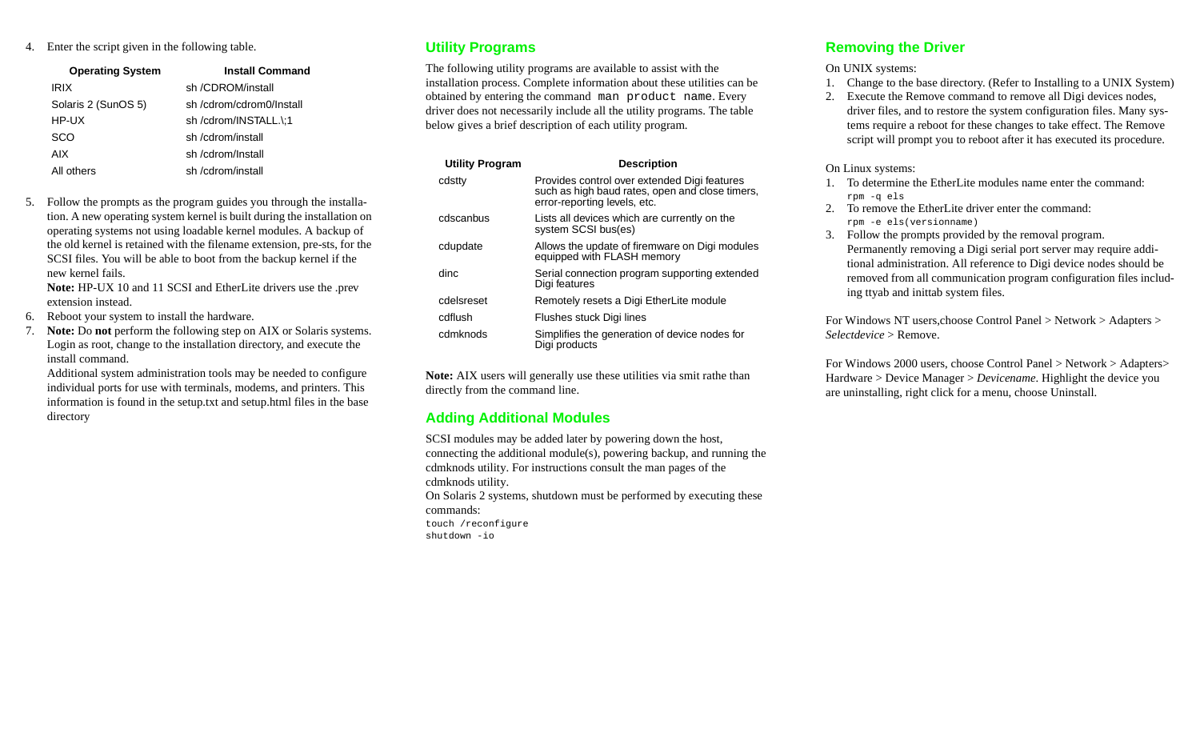4. Enter the script given in the following table.

| Operating System | Install Command |
|---|---|
| IRIX | sh /CDROM/install |
| Solaris 2 (SunOS 5) | sh /cdrom/cdrom0/Install |
| HP-UX | sh /cdrom/INSTALL.\;1 |
| SCO | sh /cdrom/install |
| AIX | sh /cdrom/Install |
| All others | sh /cdrom/install |

5. Follow the prompts as the program guides you through the installation. A new operating system kernel is built during the installation on operating systems not using loadable kernel modules. A backup of the old kernel is retained with the filename extension, pre-sts, for the SCSI files. You will be able to boot from the backup kernel if the new kernel fails.
   **Note:** HP-UX 10 and 11 SCSI and EtherLite drivers use the .prev extension instead.
6. Reboot your system to install the hardware.
7. **Note:** Do **not** perform the following step on AIX or Solaris systems. Login as root, change to the installation directory, and execute the install command.
   Additional system administration tools may be needed to configure individual ports for use with terminals, modems, and printers. This information is found in the setup.txt and setup.html files in the base directory

## Utility Programs

The following utility programs are available to assist with the installation process. Complete information about these utilities can be obtained by entering the command `man product name`. Every driver does not necessarily include all the utility programs. The table below gives a brief description of each utility program.

| Utility Program | Description |
|---|---|
| cdstty | Provides control over extended Digi features such as high baud rates, open and close timers, error-reporting levels, etc. |
| cdscanbus | Lists all devices which are currently on the system SCSI bus(es) |
| cdupdate | Allows the update of firmware on Digi modules equipped with FLASH memory |
| dinc | Serial connection program supporting extended Digi features |
| cdelsreset | Remotely resets a Digi EtherLite module |
| cdflush | Flushes stuck Digi lines |
| cdmknods | Simplifies the generation of device nodes for Digi products |

**Note:** AIX users will generally use these utilities via smit rathe than directly from the command line.

## Adding Additional Modules

SCSI modules may be added later by powering down the host, connecting the additional module(s), powering backup, and running the cdmknods utility. For instructions consult the man pages of the cdmknods utility.
On Solaris 2 systems, shutdown must be performed by executing these commands:

```
touch /reconfigure
shutdown -io
```

## Removing the Driver

On UNIX systems:

1. Change to the base directory. (Refer to Installing to a UNIX System)
2. Execute the Remove command to remove all Digi devices nodes, driver files, and to restore the system configuration files. Many systems require a reboot for these changes to take effect. The Remove script will prompt you to reboot after it has executed its procedure.

On Linux systems:

1. To determine the EtherLite modules name enter the command:
   `rpm -q els`
2. To remove the EtherLite driver enter the command:
   `rpm -e els(versionname)`
3. Follow the prompts provided by the removal program.
   Permanently removing a Digi serial port server may require additional administration. All reference to Digi device nodes should be removed from all communication program configuration files including ttyab and inittab system files.

For Windows NT users,choose Control Panel > Network > Adapters > *Selectdevice* > Remove.

For Windows 2000 users, choose Control Panel > Network > Adapters> Hardware > Device Manager > *Devicename*. Highlight the device you are uninstalling, right click for a menu, choose Uninstall.